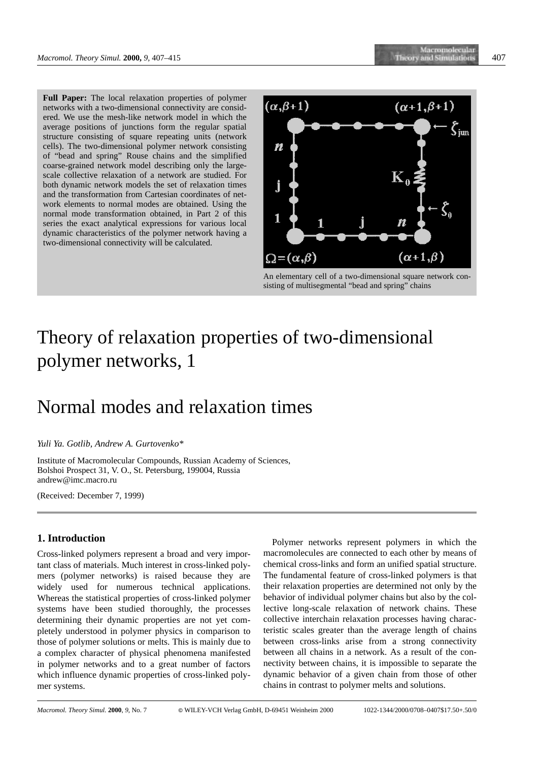**Full Paper:** The local relaxation properties of polymer networks with a two-dimensional connectivity are considered. We use the mesh-like network model in which the average positions of junctions form the regular spatial structure consisting of square repeating units (network cells). The two-dimensional polymer network consisting of "bead and spring" Rouse chains and the simplified coarse-grained network model describing only the large-scale collective relaxation of a network are studied. For both dynamic network models the set of relaxation times and the transformation from Cartesian coordinates of network elements to normal modes are obtained. Using the normal mode transformation obtained, in Part 2 of this series the exact analytical expressions for various local dynamic characteristics of the polymer network having a two-dimensional connectivity will be calculated.

An elementary cell of a two-dimensional square network consisting of multisegmental "bead and spring" chains

# Theory of relaxation properties of two-dimensional polymer networks, 1

## Normal modes and relaxation times

*Yuli Ya. Gotlib, Andrew A. Gurtovenko\**

Institute of Macromolecular Compounds, Russian Academy of Sciences, Bolshoi Prospect 31, V. O., St. Petersburg, 199004, Russia
andrew@imc.macro.ru

(Received: December 7, 1999)

### 1. Introduction

Cross-linked polymers represent a broad and very important class of materials. Much interest in cross-linked polymers (polymer networks) is raised because they are widely used for numerous technical applications. Whereas the statistical properties of cross-linked polymer systems have been studied thoroughly, the processes determining their dynamic properties are not yet completely understood in polymer physics in comparison to those of polymer solutions or melts. This is mainly due to a complex character of physical phenomena manifested in polymer networks and to a great number of factors which influence dynamic properties of cross-linked polymer systems.

Polymer networks represent polymers in which the macromolecules are connected to each other by means of chemical cross-links and form an unified spatial structure. The fundamental feature of cross-linked polymers is that their relaxation properties are determined not only by the behavior of individual polymer chains but also by the collective long-scale relaxation of network chains. These collective interchain relaxation processes having characteristic scales greater than the average length of chains between cross-links arise from a strong connectivity between all chains in a network. As a result of the connectivity between chains, it is impossible to separate the dynamic behavior of a given chain from those of other chains in contrast to polymer melts and solutions.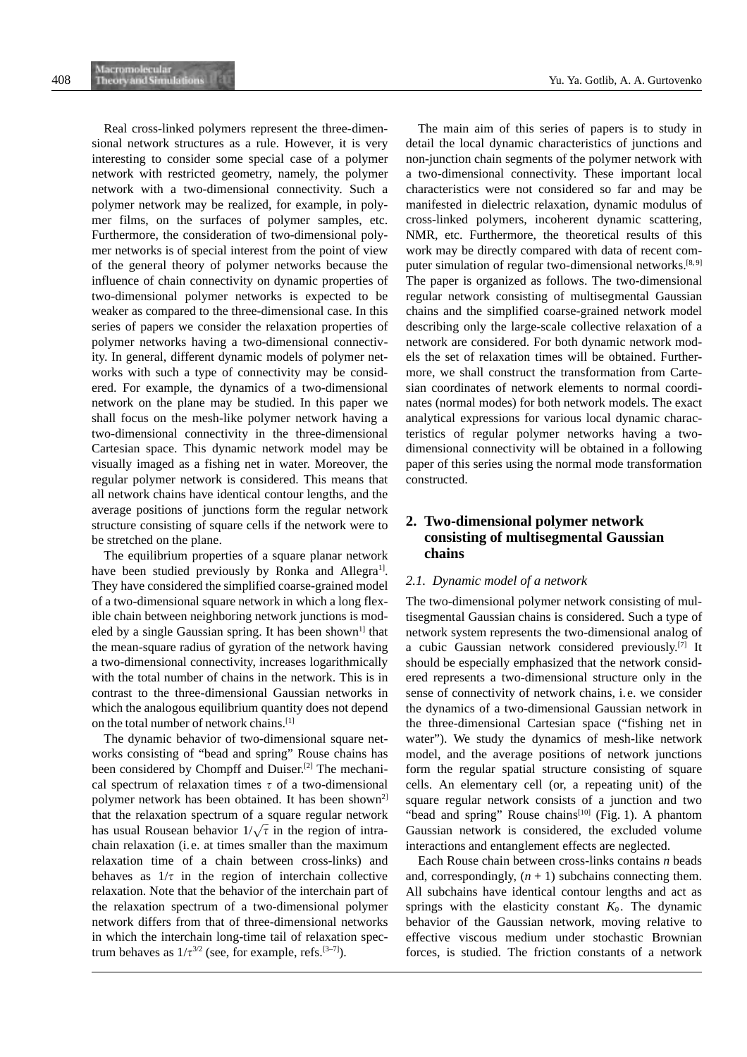Real cross-linked polymers represent the three-dimensional network structures as a rule. However, it is very interesting to consider some special case of a polymer network with restricted geometry, namely, the polymer network with a two-dimensional connectivity. Such a polymer network may be realized, for example, in polymer films, on the surfaces of polymer samples, etc. Furthermore, the consideration of two-dimensional polymer networks is of special interest from the point of view of the general theory of polymer networks because the influence of chain connectivity on dynamic properties of two-dimensional polymer networks is expected to be weaker as compared to the three-dimensional case. In this series of papers we consider the relaxation properties of polymer networks having a two-dimensional connectivity. In general, different dynamic models of polymer networks with such a type of connectivity may be considered. For example, the dynamics of a two-dimensional network on the plane may be studied. In this paper we shall focus on the mesh-like polymer network having a two-dimensional connectivity in the three-dimensional Cartesian space. This dynamic network model may be visually imaged as a fishing net in water. Moreover, the regular polymer network is considered. This means that all network chains have identical contour lengths, and the average positions of junctions form the regular network structure consisting of square cells if the network were to be stretched on the plane.

The equilibrium properties of a square planar network have been studied previously by Ronka and Allegra[1]. They have considered the simplified coarse-grained model of a two-dimensional square network in which a long flexible chain between neighboring network junctions is modeled by a single Gaussian spring. It has been shown[1] that the mean-square radius of gyration of the network having a two-dimensional connectivity, increases logarithmically with the total number of chains in the network. This is in contrast to the three-dimensional Gaussian networks in which the analogous equilibrium quantity does not depend on the total number of network chains.[1]

The dynamic behavior of two-dimensional square networks consisting of "bead and spring" Rouse chains has been considered by Chompff and Duiser.[2] The mechanical spectrum of relaxation times $\tau$ of a two-dimensional polymer network has been obtained. It has been shown[2] that the relaxation spectrum of a square regular network has usual Rousean behavior $1/\sqrt{\tau}$ in the region of intrachain relaxation (i.e. at times smaller than the maximum relaxation time of a chain between cross-links) and behaves as $1/\tau$ in the region of interchain collective relaxation. Note that the behavior of the interchain part of the relaxation spectrum of a two-dimensional polymer network differs from that of three-dimensional networks in which the interchain long-time tail of relaxation spectrum behaves as $1/\tau^{3/2}$ (see, for example, refs.[3–7]).

The main aim of this series of papers is to study in detail the local dynamic characteristics of junctions and non-junction chain segments of the polymer network with a two-dimensional connectivity. These important local characteristics were not considered so far and may be manifested in dielectric relaxation, dynamic modulus of cross-linked polymers, incoherent dynamic scattering, NMR, etc. Furthermore, the theoretical results of this work may be directly compared with data of recent computer simulation of regular two-dimensional networks.[8, 9] The paper is organized as follows. The two-dimensional regular network consisting of multisegmental Gaussian chains and the simplified coarse-grained network model describing only the large-scale collective relaxation of a network are considered. For both dynamic network models the set of relaxation times will be obtained. Furthermore, we shall construct the transformation from Cartesian coordinates of network elements to normal coordinates (normal modes) for both network models. The exact analytical expressions for various local dynamic characteristics of regular polymer networks having a two-dimensional connectivity will be obtained in a following paper of this series using the normal mode transformation constructed.

## 2. Two-dimensional polymer network consisting of multisegmental Gaussian chains

### 2.1. Dynamic model of a network

The two-dimensional polymer network consisting of multisegmental Gaussian chains is considered. Such a type of network system represents the two-dimensional analog of a cubic Gaussian network considered previously.[7] It should be especially emphasized that the network considered represents a two-dimensional structure only in the sense of connectivity of network chains, i.e. we consider the dynamics of a two-dimensional Gaussian network in the three-dimensional Cartesian space ("fishing net in water"). We study the dynamics of mesh-like network model, and the average positions of network junctions form the regular spatial structure consisting of square cells. An elementary cell (or, a repeating unit) of the square regular network consists of a junction and two "bead and spring" Rouse chains[10] (Fig. 1). A phantom Gaussian network is considered, the excluded volume interactions and entanglement effects are neglected.

Each Rouse chain between cross-links contains $n$ beads and, correspondingly, $(n+1)$ subchains connecting them. All subchains have identical contour lengths and act as springs with the elasticity constant $K_0$. The dynamic behavior of the Gaussian network, moving relative to effective viscous medium under stochastic Brownian forces, is studied. The friction constants of a network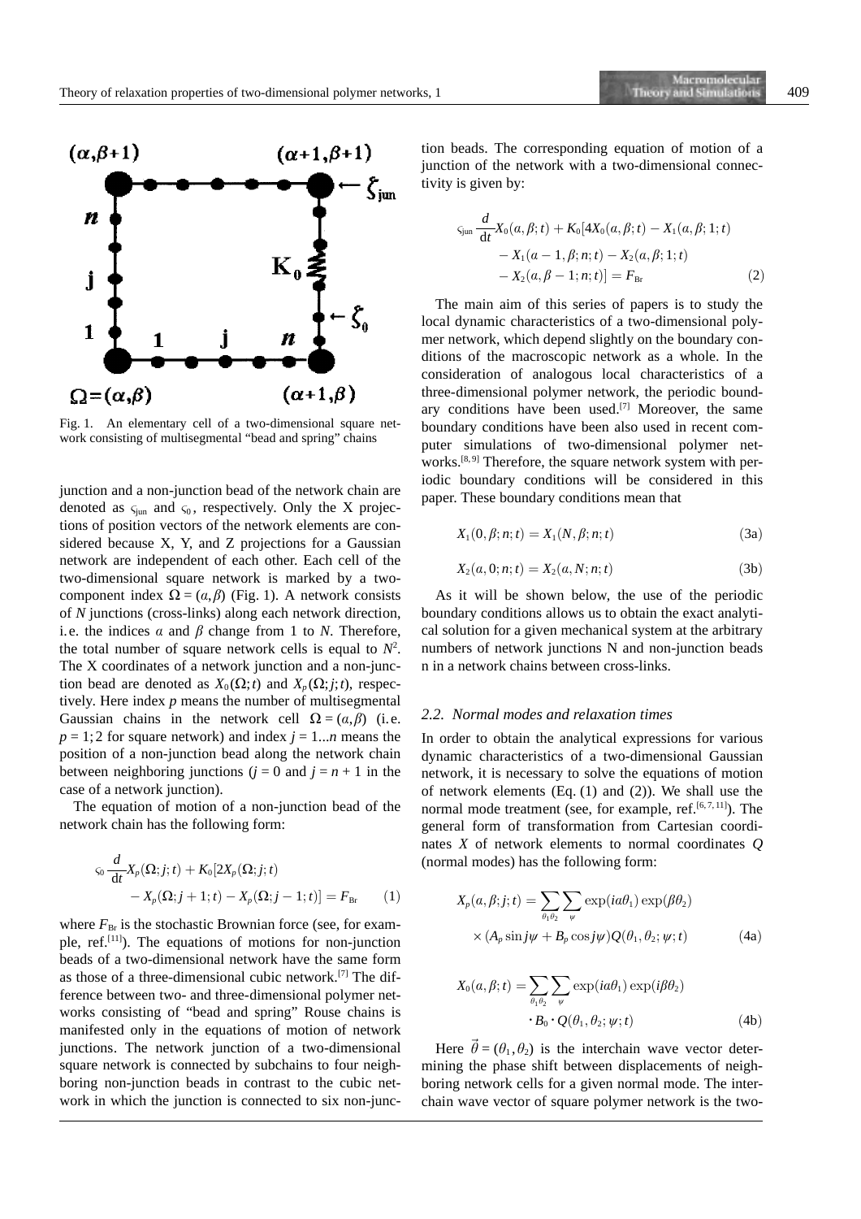Fig. 1. An elementary cell of a two-dimensional square network consisting of multisegmental "bead and spring" chains

junction and a non-junction bead of the network chain are denoted as $\varsigma_{\text{jun}}$ and $\varsigma_0$, respectively. Only the X projections of position vectors of the network elements are considered because X, Y, and Z projections for a Gaussian network are independent of each other. Each cell of the two-dimensional square network is marked by a two-component index $\Omega = (\alpha, \beta)$ (Fig. 1). A network consists of *N* junctions (cross-links) along each network direction, i.e. the indices $\alpha$ and $\beta$ change from 1 to *N*. Therefore, the total number of square network cells is equal to $N^2$. The X coordinates of a network junction and a non-junction bead are denoted as $X_0(\Omega;t)$ and $X_p(\Omega;j;t)$, respectively. Here index *p* means the number of multisegmental Gaussian chains in the network cell $\Omega = (\alpha, \beta)$ (i.e. $p = 1; 2$ for square network) and index $j = 1...n$ means the position of a non-junction bead along the network chain between neighboring junctions ($j = 0$ and $j = n + 1$ in the case of a network junction).

The equation of motion of a non-junction bead of the network chain has the following form:

$$\varsigma_0 \frac{d}{dt} X_p(\Omega; j; t) + K_0 [2X_p(\Omega; j; t) - X_p(\Omega; j+1; t) - X_p(\Omega; j-1; t)] = F_{\text{Br}} \tag{1}$$

where $F_{\text{Br}}$ is the stochastic Brownian force (see, for example, ref.[11]). The equations of motions for non-junction beads of a two-dimensional network have the same form as those of a three-dimensional cubic network.[7] The difference between two- and three-dimensional polymer networks consisting of "bead and spring" Rouse chains is manifested only in the equations of motion of network junctions. The network junction of a two-dimensional square network is connected by subchains to four neighboring non-junction beads in contrast to the cubic network in which the junction is connected to six non-junction beads. The corresponding equation of motion of a junction of the network with a two-dimensional connectivity is given by:

$$\varsigma_{\text{jun}} \frac{d}{dt} X_0(\alpha, \beta; t) + K_0 [4X_0(\alpha, \beta; t) - X_1(\alpha, \beta; 1; t) - X_1(\alpha - 1, \beta; n; t) - X_2(\alpha, \beta; 1; t) - X_2(\alpha, \beta - 1; n; t)] = F_{\text{Br}} \tag{2}$$

The main aim of this series of papers is to study the local dynamic characteristics of a two-dimensional polymer network, which depend slightly on the boundary conditions of the macroscopic network as a whole. In the consideration of analogous local characteristics of a three-dimensional polymer network, the periodic boundary conditions have been used.[7] Moreover, the same boundary conditions have been also used in recent computer simulations of two-dimensional polymer networks.[8,9] Therefore, the square network system with periodic boundary conditions will be considered in this paper. These boundary conditions mean that

$$X_1(0, \beta; n; t) = X_1(N, \beta; n; t) \tag{3a}$$

$$X_2(\alpha, 0; n; t) = X_2(\alpha, N; n; t) \tag{3b}$$

As it will be shown below, the use of the periodic boundary conditions allows us to obtain the exact analytical solution for a given mechanical system at the arbitrary numbers of network junctions N and non-junction beads n in a network chains between cross-links.

### 2.2. *Normal modes and relaxation times*

In order to obtain the analytical expressions for various dynamic characteristics of a two-dimensional Gaussian network, it is necessary to solve the equations of motion of network elements (Eq. (1) and (2)). We shall use the normal mode treatment (see, for example, ref.[6,7,11]). The general form of transformation from Cartesian coordinates *X* of network elements to normal coordinates *Q* (normal modes) has the following form:

$$X_p(\alpha, \beta; j; t) = \sum_{\theta_1 \theta_2} \sum_{\psi} \exp(i\alpha\theta_1) \exp(\beta\theta_2) \times (A_p \sin j\psi + B_p \cos j\psi) Q(\theta_1, \theta_2; \psi; t) \tag{4a}$$

$$X_0(\alpha, \beta; t) = \sum_{\theta_1 \theta_2} \sum_{\psi} \exp(i\alpha\theta_1) \exp(i\beta\theta_2) \cdot B_0 \cdot Q(\theta_1, \theta_2; \psi; t) \tag{4b}$$

Here $\vec{\theta} = (\theta_1, \theta_2)$ is the interchain wave vector determining the phase shift between displacements of neighboring network cells for a given normal mode. The interchain wave vector of square polymer network is the two-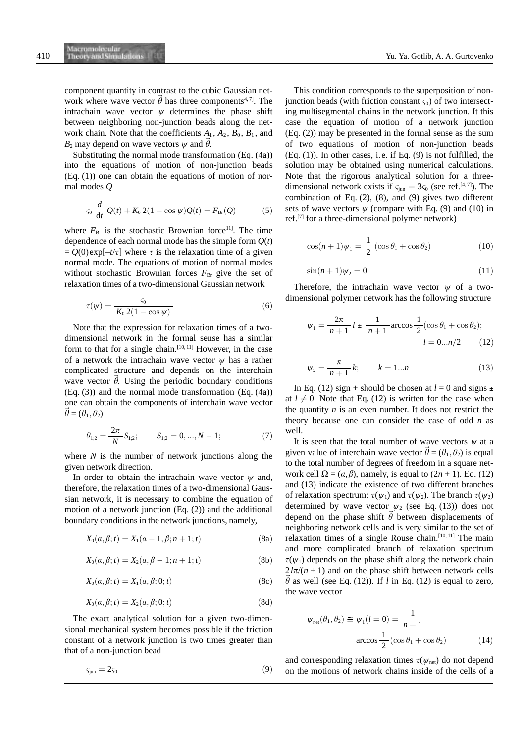component quantity in contrast to the cubic Gaussian network where wave vector $\vec{\theta}$ has three components[4,7]. The intrachain wave vector $\psi$ determines the phase shift between neighboring non-junction beads along the network chain. Note that the coefficients $A_1$, $A_2$, $B_0$, $B_1$, and $B_2$ may depend on wave vectors $\psi$ and $\vec{\theta}$.

Substituting the normal mode transformation (Eq. (4a)) into the equations of motion of non-junction beads (Eq. (1)) one can obtain the equations of motion of normal modes $Q$

$$\varsigma_0 \frac{d}{dt} Q(t) + K_0\, 2(1 - \cos\psi) Q(t) = F_{Br}(Q) \qquad (5)$$

where $F_{Br}$ is the stochastic Brownian force[11]. The time dependence of each normal mode has the simple form $Q(t) = Q(0)\exp[-t/\tau]$ where $\tau$ is the relaxation time of a given normal mode. The equations of motion of normal modes without stochastic Brownian forces $F_{Br}$ give the set of relaxation times of a two-dimensional Gaussian network

$$\tau(\psi) = \frac{\varsigma_0}{K_0\, 2(1 - \cos\psi)} \qquad (6)$$

Note that the expression for relaxation times of a two-dimensional network in the formal sense has a similar form to that for a single chain.[10,11] However, in the case of a network the intrachain wave vector $\psi$ has a rather complicated structure and depends on the interchain wave vector $\vec{\theta}$. Using the periodic boundary conditions (Eq. (3)) and the normal mode transformation (Eq. (4a)) one can obtain the components of interchain wave vector $\vec{\theta} = (\theta_1, \theta_2)$

$$\theta_{1;2} = \frac{2\pi}{N} S_{1;2}; \qquad S_{1;2} = 0, ..., N-1; \qquad (7)$$

where $N$ is the number of network junctions along the given network direction.

In order to obtain the intrachain wave vector $\psi$ and, therefore, the relaxation times of a two-dimensional Gaussian network, it is necessary to combine the equation of motion of a network junction (Eq. (2)) and the additional boundary conditions in the network junctions, namely,

$$X_0(\alpha, \beta; t) = X_1(\alpha - 1, \beta; n+1; t) \qquad (8a)$$

$$X_0(\alpha, \beta; t) = X_2(\alpha, \beta - 1; n+1; t) \qquad (8b)$$

$$X_0(\alpha, \beta; t) = X_1(\alpha, \beta; 0; t) \qquad (8c)$$

$$X_0(\alpha, \beta; t) = X_2(\alpha, \beta; 0; t) \qquad (8d)$$

The exact analytical solution for a given two-dimensional mechanical system becomes possible if the friction constant of a network junction is two times greater than that of a non-junction bead

$$\varsigma_{jun} = 2\varsigma_0 \qquad (9)$$

This condition corresponds to the superposition of non-junction beads (with friction constant $\varsigma_0$) of two intersecting multisegmental chains in the network junction. It this case the equation of motion of a network junction (Eq. (2)) may be presented in the formal sense as the sum of two equations of motion of non-junction beads (Eq. (1)). In other cases, i.e. if Eq. (9) is not fulfilled, the solution may be obtained using numerical calculations. Note that the rigorous analytical solution for a three-dimensional network exists if $\varsigma_{jun} = 3\varsigma_0$ (see ref.[4,7]). The combination of Eq. (2), (8), and (9) gives two different sets of wave vectors $\psi$ (compare with Eq. (9) and (10) in ref.[7] for a three-dimensional polymer network)

$$\cos(n+1)\psi_1 = \frac{1}{2}(\cos\theta_1 + \cos\theta_2) \qquad (10)$$

$$\sin(n+1)\psi_2 = 0 \qquad (11)$$

Therefore, the intrachain wave vector $\psi$ of a two-dimensional polymer network has the following structure

$$\psi_1 = \frac{2\pi}{n+1} l \pm \frac{1}{n+1} \arccos\frac{1}{2}(\cos\theta_1 + \cos\theta_2); \quad l = 0...n/2 \qquad (12)$$

$$\psi_2 = \frac{\pi}{n+1} k; \qquad k = 1...n \qquad (13)$$

In Eq. (12) sign + should be chosen at $l = 0$ and signs $\pm$ at $l \neq 0$. Note that Eq. (12) is written for the case when the quantity $n$ is an even number. It does not restrict the theory because one can consider the case of odd $n$ as well.

It is seen that the total number of wave vectors $\psi$ at a given value of interchain wave vector $\vec{\theta} = (\theta_1, \theta_2)$ is equal to the total number of degrees of freedom in a square network cell $\Omega = (\alpha, \beta)$, namely, is equal to $(2n+1)$. Eq. (12) and (13) indicate the existence of two different branches of relaxation spectrum: $\tau(\psi_1)$ and $\tau(\psi_2)$. The branch $\tau(\psi_2)$ determined by wave vector $\psi_2$ (see Eq. (13)) does not depend on the phase shift $\vec{\theta}$ between displacements of neighboring network cells and is very similar to the set of relaxation times of a single Rouse chain.[10,11] The main and more complicated branch of relaxation spectrum $\tau(\psi_1)$ depends on the phase shift along the network chain $2l\pi/(n+1)$ and on the phase shift between network cells $\vec{\theta}$ as well (see Eq. (12)). If $l$ in Eq. (12) is equal to zero, the wave vector

$$\psi_{net}(\theta_1, \theta_2) \cong \psi_1(l = 0) = \frac{1}{n+1} \arccos\frac{1}{2}(\cos\theta_1 + \cos\theta_2) \qquad (14)$$

and corresponding relaxation times $\tau(\psi_{net})$ do not depend on the motions of network chains inside of the cells of a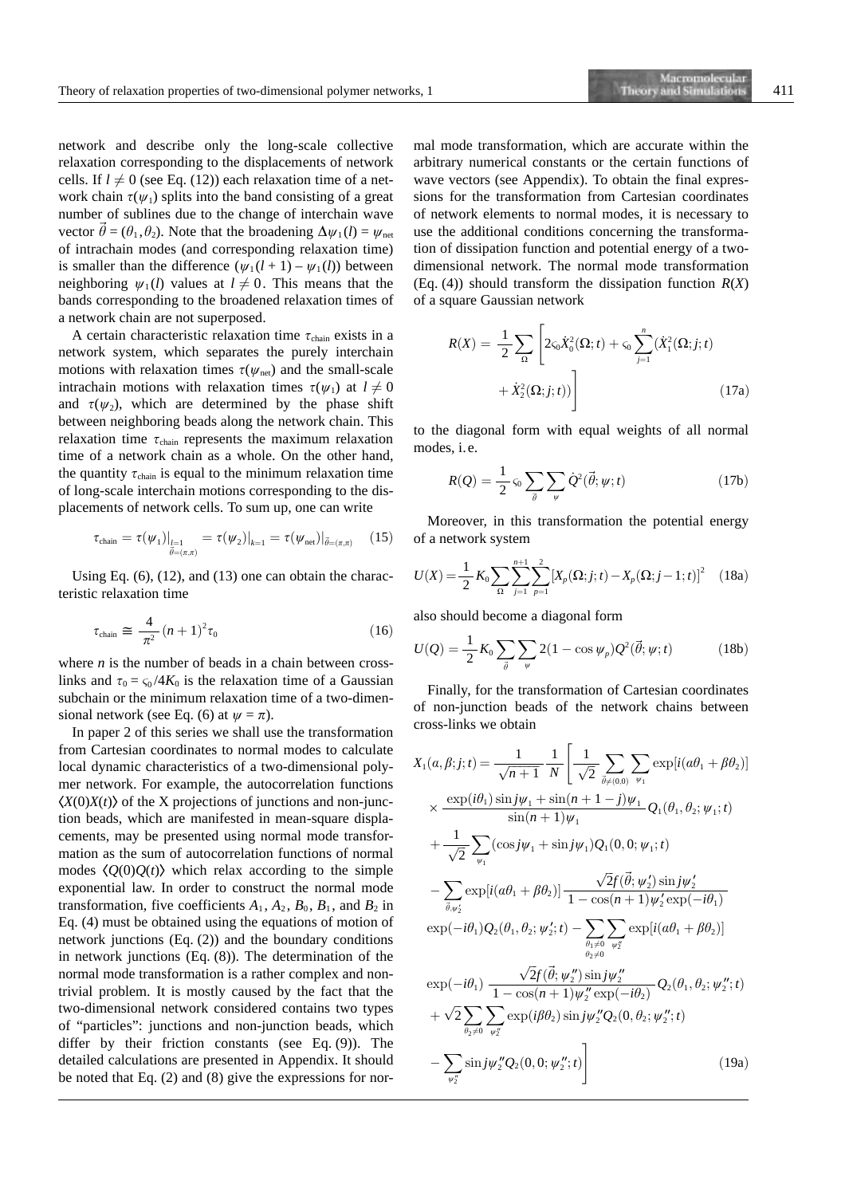network and describe only the long-scale collective relaxation corresponding to the displacements of network cells. If $l \neq 0$ (see Eq. (12)) each relaxation time of a network chain $\tau(\psi_1)$ splits into the band consisting of a great number of sublines due to the change of interchain wave vector $\vec{\theta} = (\theta_1, \theta_2)$. Note that the broadening $\Delta\psi_1(l) = \psi_{\text{net}}$ of intrachain modes (and corresponding relaxation time) is smaller than the difference $(\psi_1(l+1) - \psi_1(l))$ between neighboring $\psi_1(l)$ values at $l \neq 0$. This means that the bands corresponding to the broadened relaxation times of a network chain are not superposed.

A certain characteristic relaxation time $\tau_{\text{chain}}$ exists in a network system, which separates the purely interchain motions with relaxation times $\tau(\psi_{\text{net}})$ and the small-scale intrachain motions with relaxation times $\tau(\psi_1)$ at $l \neq 0$ and $\tau(\psi_2)$, which are determined by the phase shift between neighboring beads along the network chain. This relaxation time $\tau_{\text{chain}}$ represents the maximum relaxation time of a network chain as a whole. On the other hand, the quantity $\tau_{\text{chain}}$ is equal to the minimum relaxation time of long-scale interchain motions corresponding to the displacements of network cells. To sum up, one can write

$$\tau_{\text{chain}} = \tau(\psi_1)|_{\substack{l=1 \\ \vec{\theta}=(\pi,\pi)}} = \tau(\psi_2)|_{k=1} = \tau(\psi_{\text{net}})|_{\vec{\theta}=(\pi,\pi)} \quad (15)$$

Using Eq. (6), (12), and (13) one can obtain the characteristic relaxation time

$$\tau_{\text{chain}} \cong \frac{4}{\pi^2}(n+1)^2\tau_0 \quad (16)$$

where $n$ is the number of beads in a chain between cross-links and $\tau_0 = \varsigma_0/4K_0$ is the relaxation time of a Gaussian subchain or the minimum relaxation time of a two-dimensional network (see Eq. (6) at $\psi = \pi$).

In paper 2 of this series we shall use the transformation from Cartesian coordinates to normal modes to calculate local dynamic characteristics of a two-dimensional polymer network. For example, the autocorrelation functions $\langle X(0)X(t)\rangle$ of the X projections of junctions and non-junction beads, which are manifested in mean-square displacements, may be presented using normal mode transformation as the sum of autocorrelation functions of normal modes $\langle Q(0)Q(t)\rangle$ which relax according to the simple exponential law. In order to construct the normal mode transformation, five coefficients $A_1$, $A_2$, $B_0$, $B_1$, and $B_2$ in Eq. (4) must be obtained using the equations of motion of network junctions (Eq. (2)) and the boundary conditions in network junctions (Eq. (8)). The determination of the normal mode transformation is a rather complex and non-trivial problem. It is mostly caused by the fact that the two-dimensional network considered contains two types of "particles": junctions and non-junction beads, which differ by their friction constants (see Eq. (9)). The detailed calculations are presented in Appendix. It should be noted that Eq. (2) and (8) give the expressions for normal mode transformation, which are accurate within the arbitrary numerical constants or the certain functions of wave vectors (see Appendix). To obtain the final expressions for the transformation from Cartesian coordinates of network elements to normal modes, it is necessary to use the additional conditions concerning the transformation of dissipation function and potential energy of a two-dimensional network. The normal mode transformation (Eq. (4)) should transform the dissipation function $R(X)$ of a square Gaussian network

$$R(X) = \frac{1}{2}\sum_{\Omega}\left[2\varsigma_0\dot{X}_0^2(\Omega;t) + \varsigma_0\sum_{j=1}^{n}(\dot{X}_1^2(\Omega;j;t) + \dot{X}_2^2(\Omega;j;t))\right] \quad (17a)$$

to the diagonal form with equal weights of all normal modes, i.e.

$$R(Q) = \frac{1}{2}\varsigma_0\sum_{\vec{\theta}}\sum_{\psi}\dot{Q}^2(\vec{\theta};\psi;t) \quad (17b)$$

Moreover, in this transformation the potential energy of a network system

$$U(X) = \frac{1}{2}K_0\sum_{\Omega}\sum_{j=1}^{n+1}\sum_{p=1}^{2}[X_p(\Omega;j;t) - X_p(\Omega;j-1;t)]^2 \quad (18a)$$

also should become a diagonal form

$$U(Q) = \frac{1}{2}K_0\sum_{\vec{\theta}}\sum_{\psi}2(1-\cos\psi_p)Q^2(\vec{\theta};\psi;t) \quad (18b)$$

Finally, for the transformation of Cartesian coordinates of non-junction beads of the network chains between cross-links we obtain

$$\begin{aligned}
X_1(\alpha,\beta;j;t) = {} & \frac{1}{\sqrt{n+1}}\frac{1}{N}\Bigg[\frac{1}{\sqrt{2}}\sum_{\vec{\theta}\neq(0,0)}\sum_{\psi_1}\exp[i(\alpha\theta_1+\beta\theta_2)] \\
& \times \frac{\exp(i\theta_1)\sin j\psi_1 + \sin(n+1-j)\psi_1}{\sin(n+1)\psi_1}Q_1(\theta_1,\theta_2;\psi_1;t) \\
& + \frac{1}{\sqrt{2}}\sum_{\psi_1}(\cos j\psi_1 + \sin j\psi_1)Q_1(0,0;\psi_1;t) \\
& - \sum_{\vec{\theta},\psi_2'}\exp[i(\alpha\theta_1+\beta\theta_2)]\frac{\sqrt{2}f(\vec{\theta};\psi_2')\sin j\psi_2'}{1-\cos(n+1)\psi_2'\exp(-i\theta_1)} \\
& \exp(-i\theta_1)Q_2(\theta_1,\theta_2;\psi_2';t) - \sum_{\substack{\theta_1\neq 0 \\ \theta_2\neq 0}}\sum_{\psi_2''}\exp[i(\alpha\theta_1+\beta\theta_2)] \\
& \exp(-i\theta_1)\frac{\sqrt{2}f(\vec{\theta};\psi_2'')\sin j\psi_2''}{1-\cos(n+1)\psi_2''\exp(-i\theta_2)}Q_2(\theta_1,\theta_2;\psi_2'';t) \\
& + \sqrt{2}\sum_{\theta_2\neq 0}\sum_{\psi_2''}\exp(i\beta\theta_2)\sin j\psi_2'' Q_2(0,\theta_2;\psi_2'';t) \\
& - \sum_{\psi_2''}\sin j\psi_2'' Q_2(0,0;\psi_2'';t)\Bigg]
\end{aligned} \quad (19a)$$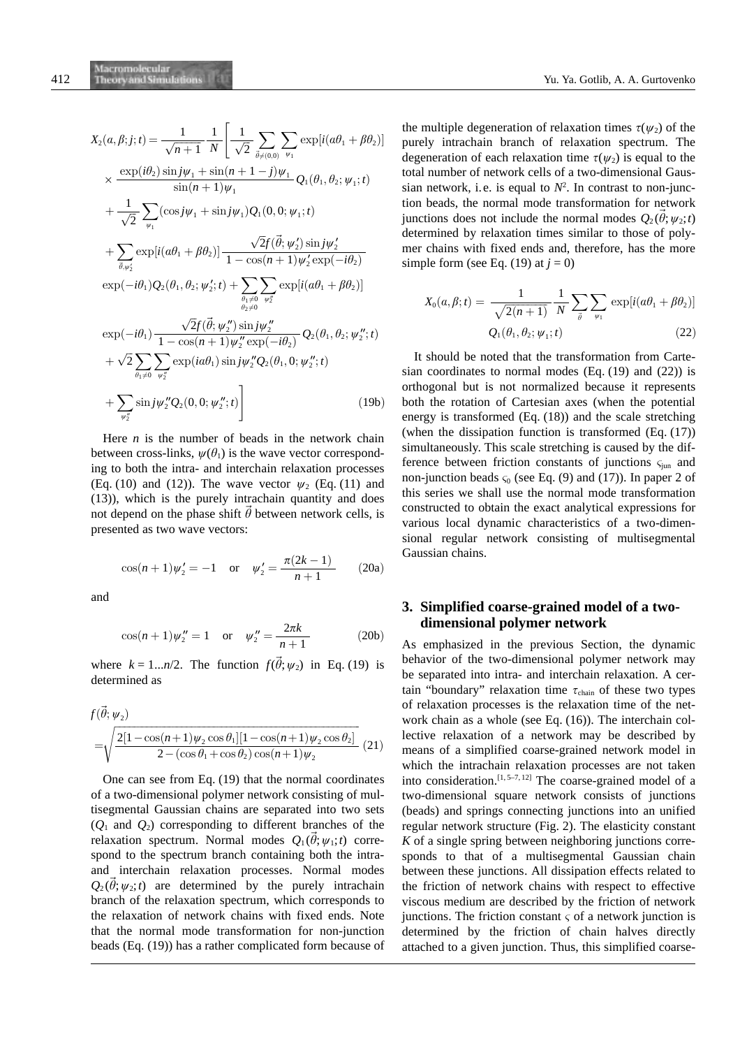$$
\begin{aligned}
X_2(\alpha,\beta;j;t) &= \frac{1}{\sqrt{n+1}}\,\frac{1}{N}\left[\frac{1}{\sqrt{2}}\sum_{\vec{\theta}\neq(0,0)}\sum_{\psi_1}\exp[i(\alpha\theta_1+\beta\theta_2)]\right.\\
&\times\frac{\exp(i\theta_2)\sin j\psi_1+\sin(n+1-j)\psi_1}{\sin(n+1)\psi_1}\,Q_1(\theta_1,\theta_2;\psi_1;t)\\
&+\frac{1}{\sqrt{2}}\sum_{\psi_1}(\cos j\psi_1+\sin j\psi_1)Q_1(0,0;\psi_1;t)\\
&+\sum_{\vec{\theta},\psi_2'}\exp[i(\alpha\theta_1+\beta\theta_2)]\,\frac{\sqrt{2}f(\vec{\theta};\psi_2')\sin j\psi_2'}{1-\cos(n+1)\psi_2'\exp(-i\theta_2)}\\
&\exp(-i\theta_1)Q_2(\theta_1,\theta_2;\psi_2';t)+\sum_{\substack{\theta_1\neq 0\\ \theta_2\neq 0}}\sum_{\psi_2''}\exp[i(\alpha\theta_1+\beta\theta_2)]\\
&\exp(-i\theta_1)\frac{\sqrt{2}f(\vec{\theta};\psi_2'')\sin j\psi_2''}{1-\cos(n+1)\psi_2''\exp(-i\theta_2)}\,Q_2(\theta_1,\theta_2;\psi_2'';t)\\
&+\sqrt{2}\sum_{\theta_1\neq 0}\sum_{\psi_2''}\exp(i\alpha\theta_1)\sin j\psi_2''Q_2(\theta_1,0;\psi_2'';t)\\
&\left.+\sum_{\psi_2''}\sin j\psi_2''Q_2(0,0;\psi_2'';t)\right]
\end{aligned}
\tag{19b}
$$

Here $n$ is the number of beads in the network chain between cross-links, $\psi(\theta_1)$ is the wave vector corresponding to both the intra- and interchain relaxation processes (Eq. (10) and (12)). The wave vector $\psi_2$ (Eq. (11) and (13)), which is the purely intrachain quantity and does not depend on the phase shift $\vec{\theta}$ between network cells, is presented as two wave vectors:

$$
\cos(n+1)\psi_2' = -1 \quad \text{or} \quad \psi_2' = \frac{\pi(2k-1)}{n+1} \tag{20a}
$$

and

$$
\cos(n+1)\psi_2'' = 1 \quad \text{or} \quad \psi_2'' = \frac{2\pi k}{n+1} \tag{20b}
$$

where $k = 1...n/2$. The function $f(\vec{\theta};\psi_2)$ in Eq. (19) is determined as

$$
f(\vec{\theta};\psi_2) = \sqrt{\frac{2[1-\cos(n+1)\psi_2\cos\theta_1][1-\cos(n+1)\psi_2\cos\theta_2]}{2-(\cos\theta_1+\cos\theta_2)\cos(n+1)\psi_2}} \tag{21}
$$

One can see from Eq. (19) that the normal coordinates of a two-dimensional polymer network consisting of multisegmental Gaussian chains are separated into two sets ($Q_1$ and $Q_2$) corresponding to different branches of the relaxation spectrum. Normal modes $Q_1(\vec{\theta};\psi_1;t)$ correspond to the spectrum branch containing both the intra- and interchain relaxation processes. Normal modes $Q_2(\vec{\theta};\psi_2;t)$ are determined by the purely intrachain branch of the relaxation spectrum, which corresponds to the relaxation of network chains with fixed ends. Note that the normal mode transformation for non-junction beads (Eq. (19)) has a rather complicated form because of the multiple degeneration of relaxation times $\tau(\psi_2)$ of the purely intrachain branch of relaxation spectrum. The degeneration of each relaxation time $\tau(\psi_2)$ is equal to the total number of network cells of a two-dimensional Gaussian network, i.e. is equal to $N^2$. In contrast to non-junction beads, the normal mode transformation for network junctions does not include the normal modes $Q_2(\vec{\theta};\psi_2;t)$ determined by relaxation times similar to those of polymer chains with fixed ends and, therefore, has the more simple form (see Eq. (19) at $j = 0$)

$$
X_0(\alpha,\beta;t) = \frac{1}{\sqrt{2(n+1)}}\,\frac{1}{N}\sum_{\vec{\theta}}\sum_{\psi_1}\exp[i(\alpha\theta_1+\beta\theta_2)]\,Q_1(\theta_1,\theta_2;\psi_1;t) \tag{22}
$$

It should be noted that the transformation from Cartesian coordinates to normal modes (Eq. (19) and (22)) is orthogonal but is not normalized because it represents both the rotation of Cartesian axes (when the potential energy is transformed (Eq. (18)) and the scale stretching (when the dissipation function is transformed (Eq. (17)) simultaneously. This scale stretching is caused by the difference between friction constants of junctions $\varsigma_{jun}$ and non-junction beads $\varsigma_0$ (see Eq. (9) and (17)). In paper 2 of this series we shall use the normal mode transformation constructed to obtain the exact analytical expressions for various local dynamic characteristics of a two-dimensional regular network consisting of multisegmental Gaussian chains.

## 3. Simplified coarse-grained model of a two-dimensional polymer network

As emphasized in the previous Section, the dynamic behavior of the two-dimensional polymer network may be separated into intra- and interchain relaxation. A certain "boundary" relaxation time $\tau_{chain}$ of these two types of relaxation processes is the relaxation time of the network chain as a whole (see Eq. (16)). The interchain collective relaxation of a network may be described by means of a simplified coarse-grained network model in which the intrachain relaxation processes are not taken into consideration.[1,5–7,12] The coarse-grained model of a two-dimensional square network consists of junctions (beads) and springs connecting junctions into an unified regular network structure (Fig. 2). The elasticity constant $K$ of a single spring between neighboring junctions corresponds to that of a multisegmental Gaussian chain between these junctions. All dissipation effects related to the friction of network chains with respect to effective viscous medium are described by the friction of network junctions. The friction constant $\varsigma$ of a network junction is determined by the friction of chain halves directly attached to a given junction. Thus, this simplified coarse-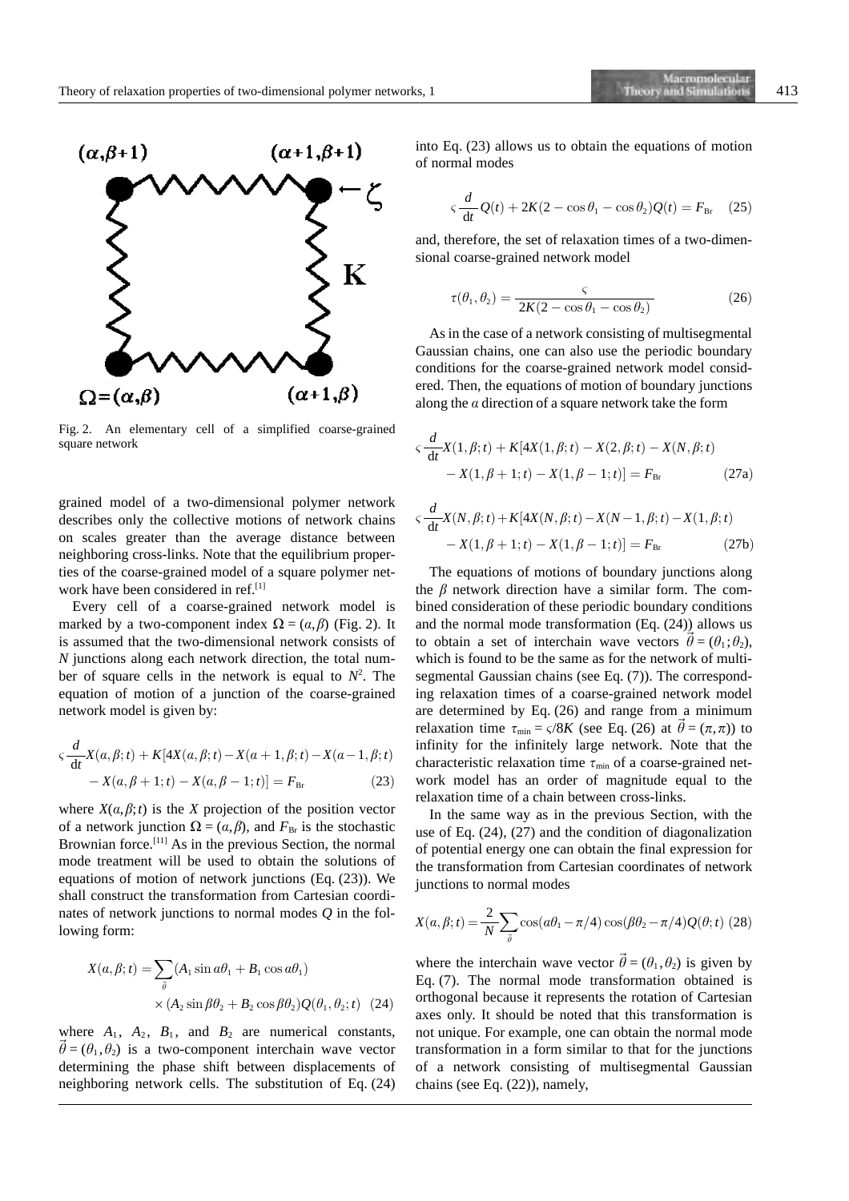Fig. 2. An elementary cell of a simplified coarse-grained square network

grained model of a two-dimensional polymer network describes only the collective motions of network chains on scales greater than the average distance between neighboring cross-links. Note that the equilibrium properties of the coarse-grained model of a square polymer network have been considered in ref.[1]

Every cell of a coarse-grained network model is marked by a two-component index $\Omega = (\alpha, \beta)$ (Fig. 2). It is assumed that the two-dimensional network consists of $N$ junctions along each network direction, the total number of square cells in the network is equal to $N^2$. The equation of motion of a junction of the coarse-grained network model is given by:

$$\varsigma \frac{d}{dt} X(\alpha, \beta; t) + K[4X(\alpha, \beta; t) - X(\alpha+1, \beta; t) - X(\alpha-1, \beta; t) - X(\alpha, \beta+1; t) - X(\alpha, \beta-1; t)] = F_{\mathrm{Br}} \tag{23}$$

where $X(\alpha, \beta; t)$ is the $X$ projection of the position vector of a network junction $\Omega = (\alpha, \beta)$, and $F_{\mathrm{Br}}$ is the stochastic Brownian force.[11] As in the previous Section, the normal mode treatment will be used to obtain the solutions of equations of motion of network junctions (Eq. (23)). We shall construct the transformation from Cartesian coordinates of network junctions to normal modes $Q$ in the following form:

$$X(\alpha, \beta; t) = \sum_{\vec{\theta}} (A_1 \sin \alpha\theta_1 + B_1 \cos \alpha\theta_1) \times (A_2 \sin \beta\theta_2 + B_2 \cos \beta\theta_2) Q(\theta_1, \theta_2; t) \tag{24}$$

where $A_1$, $A_2$, $B_1$, and $B_2$ are numerical constants, $\vec{\theta} = (\theta_1, \theta_2)$ is a two-component interchain wave vector determining the phase shift between displacements of neighboring network cells. The substitution of Eq. (24) into Eq. (23) allows us to obtain the equations of motion of normal modes

$$\varsigma \frac{d}{dt} Q(t) + 2K(2 - \cos\theta_1 - \cos\theta_2) Q(t) = F_{\mathrm{Br}} \tag{25}$$

and, therefore, the set of relaxation times of a two-dimensional coarse-grained network model

$$\tau(\theta_1, \theta_2) = \frac{\varsigma}{2K(2 - \cos\theta_1 - \cos\theta_2)} \tag{26}$$

As in the case of a network consisting of multisegmental Gaussian chains, one can also use the periodic boundary conditions for the coarse-grained network model considered. Then, the equations of motion of boundary junctions along the $\alpha$ direction of a square network take the form

$$\varsigma \frac{d}{dt} X(1, \beta; t) + K[4X(1, \beta; t) - X(2, \beta; t) - X(N, \beta; t) - X(1, \beta+1; t) - X(1, \beta-1; t)] = F_{\mathrm{Br}} \tag{27a}$$

$$\varsigma \frac{d}{dt} X(N, \beta; t) + K[4X(N, \beta; t) - X(N-1, \beta; t) - X(1, \beta; t) - X(1, \beta+1; t) - X(1, \beta-1; t)] = F_{\mathrm{Br}} \tag{27b}$$

The equations of motions of boundary junctions along the $\beta$ network direction have a similar form. The combined consideration of these periodic boundary conditions and the normal mode transformation (Eq. (24)) allows us to obtain a set of interchain wave vectors $\vec{\theta} = (\theta_1; \theta_2)$, which is found to be the same as for the network of multisegmental Gaussian chains (see Eq. (7)). The corresponding relaxation times of a coarse-grained network model are determined by Eq. (26) and range from a minimum relaxation time $\tau_{\min} = \varsigma/8K$ (see Eq. (26) at $\vec{\theta} = (\pi, \pi)$) to infinity for the infinitely large network. Note that the characteristic relaxation time $\tau_{\min}$ of a coarse-grained network model has an order of magnitude equal to the relaxation time of a chain between cross-links.

In the same way as in the previous Section, with the use of Eq. (24), (27) and the condition of diagonalization of potential energy one can obtain the final expression for the transformation from Cartesian coordinates of network junctions to normal modes

$$X(\alpha, \beta; t) = \frac{2}{N} \sum_{\vec{\theta}} \cos(\alpha\theta_1 - \pi/4) \cos(\beta\theta_2 - \pi/4) Q(\theta; t) \tag{28}$$

where the interchain wave vector $\vec{\theta} = (\theta_1, \theta_2)$ is given by Eq. (7). The normal mode transformation obtained is orthogonal because it represents the rotation of Cartesian axes only. It should be noted that this transformation is not unique. For example, one can obtain the normal mode transformation in a form similar to that for the junctions of a network consisting of multisegmental Gaussian chains (see Eq. (22)), namely,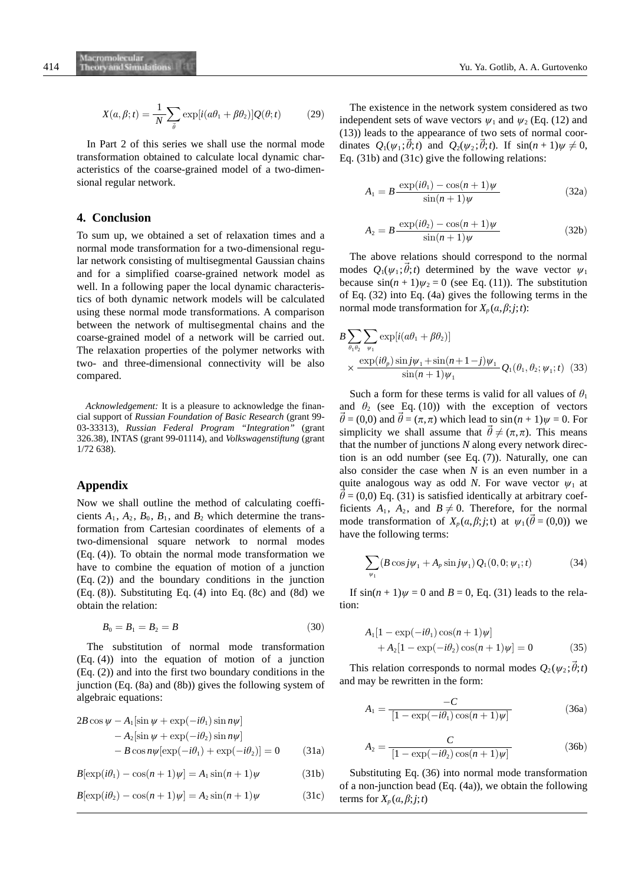$$X(\alpha,\beta;t) = \frac{1}{N}\sum_{\vec{\theta}} \exp[i(\alpha\theta_1 + \beta\theta_2)]Q(\theta;t) \tag{29}$$

In Part 2 of this series we shall use the normal mode transformation obtained to calculate local dynamic characteristics of the coarse-grained model of a two-dimensional regular network.

## 4. Conclusion

To sum up, we obtained a set of relaxation times and a normal mode transformation for a two-dimensional regular network consisting of multisegmental Gaussian chains and for a simplified coarse-grained network model as well. In a following paper the local dynamic characteristics of both dynamic network models will be calculated using these normal mode transformations. A comparison between the network of multisegmental chains and the coarse-grained model of a network will be carried out. The relaxation properties of the polymer networks with two- and three-dimensional connectivity will be also compared.

*Acknowledgement:* It is a pleasure to acknowledge the financial support of *Russian Foundation of Basic Research* (grant 99-03-33313), *Russian Federal Program "Integration"* (grant 326.38), INTAS (grant 99-01114), and *Volkswagenstiftung* (grant 1/72 638).

## Appendix

Now we shall outline the method of calculating coefficients $A_1$, $A_2$, $B_0$, $B_1$, and $B_2$ which determine the transformation from Cartesian coordinates of elements of a two-dimensional square network to normal modes (Eq. (4)). To obtain the normal mode transformation we have to combine the equation of motion of a junction (Eq. (2)) and the boundary conditions in the junction (Eq. (8)). Substituting Eq. (4) into Eq. (8c) and (8d) we obtain the relation:

$$B_0 = B_1 = B_2 = B \tag{30}$$

The substitution of normal mode transformation (Eq. (4)) into the equation of motion of a junction (Eq. (2)) and into the first two boundary conditions in the junction (Eq. (8a) and (8b)) gives the following system of algebraic equations:

$$\begin{aligned}2B\cos\psi &- A_1[\sin\psi + \exp(-i\theta_1)\sin n\psi] \\ &- A_2[\sin\psi + \exp(-i\theta_2)\sin n\psi] \\ &- B\cos n\psi[\exp(-i\theta_1) + \exp(-i\theta_2)] = 0\end{aligned} \tag{31a}$$

$$B[\exp(i\theta_1) - \cos(n+1)\psi] = A_1 \sin(n+1)\psi \tag{31b}$$

$$B[\exp(i\theta_2) - \cos(n+1)\psi] = A_2 \sin(n+1)\psi \tag{31c}$$

The existence in the network system considered as two independent sets of wave vectors $\psi_1$ and $\psi_2$ (Eq. (12) and (13)) leads to the appearance of two sets of normal coordinates $Q_1(\psi_1;\vec{\theta};t)$ and $Q_2(\psi_2;\vec{\theta};t)$. If $\sin(n+1)\psi \neq 0$, Eq. (31b) and (31c) give the following relations:

$$A_1 = B\frac{\exp(i\theta_1) - \cos(n+1)\psi}{\sin(n+1)\psi} \tag{32a}$$

$$A_2 = B\frac{\exp(i\theta_2) - \cos(n+1)\psi}{\sin(n+1)\psi} \tag{32b}$$

The above relations should correspond to the normal modes $Q_1(\psi_1;\vec{\theta};t)$ determined by the wave vector $\psi_1$ because $\sin(n+1)\psi_2 = 0$ (see Eq. (11)). The substitution of Eq. (32) into Eq. (4a) gives the following terms in the normal mode transformation for $X_p(\alpha,\beta;j;t)$:

$$\begin{aligned}&B\sum_{\theta_1\theta_2}\sum_{\psi_1}\exp[i(\alpha\theta_1 + \beta\theta_2)] \\ &\times \frac{\exp(i\theta_p)\sin j\psi_1 + \sin(n+1-j)\psi_1}{\sin(n+1)\psi_1} Q_1(\theta_1,\theta_2;\psi_1;t)\end{aligned} \tag{33}$$

Such a form for these terms is valid for all values of $\theta_1$ and $\theta_2$ (see Eq. (10)) with the exception of vectors $\vec{\theta} = (0,0)$ and $\vec{\theta} = (\pi,\pi)$ which lead to $\sin(n+1)\psi = 0$. For simplicity we shall assume that $\vec{\theta} \neq (\pi,\pi)$. This means that the number of junctions $N$ along every network direction is an odd number (see Eq. (7)). Naturally, one can also consider the case when $N$ is an even number in a quite analogous way as odd $N$. For wave vector $\psi_1$ at $\vec{\theta} = (0,0)$ Eq. (31) is satisfied identically at arbitrary coefficients $A_1$, $A_2$, and $B \neq 0$. Therefore, for the normal mode transformation of $X_p(\alpha,\beta;j;t)$ at $\psi_1(\vec{\theta} = (0,0))$ we have the following terms:

$$\sum_{\psi_1}(B\cos j\psi_1 + A_p \sin j\psi_1)\,Q_1(0,0;\psi_1;t) \tag{34}$$

If $\sin(n+1)\psi = 0$ and $B = 0$, Eq. (31) leads to the relation:

$$\begin{aligned}&A_1[1 - \exp(-i\theta_1)\cos(n+1)\psi] \\ &\quad + A_2[1 - \exp(-i\theta_2)\cos(n+1)\psi] = 0\end{aligned} \tag{35}$$

This relation corresponds to normal modes $Q_2(\psi_2;\vec{\theta};t)$ and may be rewritten in the form:

$$A_1 = \frac{-C}{[1 - \exp(-i\theta_1)\cos(n+1)\psi]} \tag{36a}$$

$$A_2 = \frac{C}{[1 - \exp(-i\theta_2)\cos(n+1)\psi]} \tag{36b}$$

Substituting Eq. (36) into normal mode transformation of a non-junction bead (Eq. (4a)), we obtain the following terms for $X_p(\alpha,\beta;j;t)$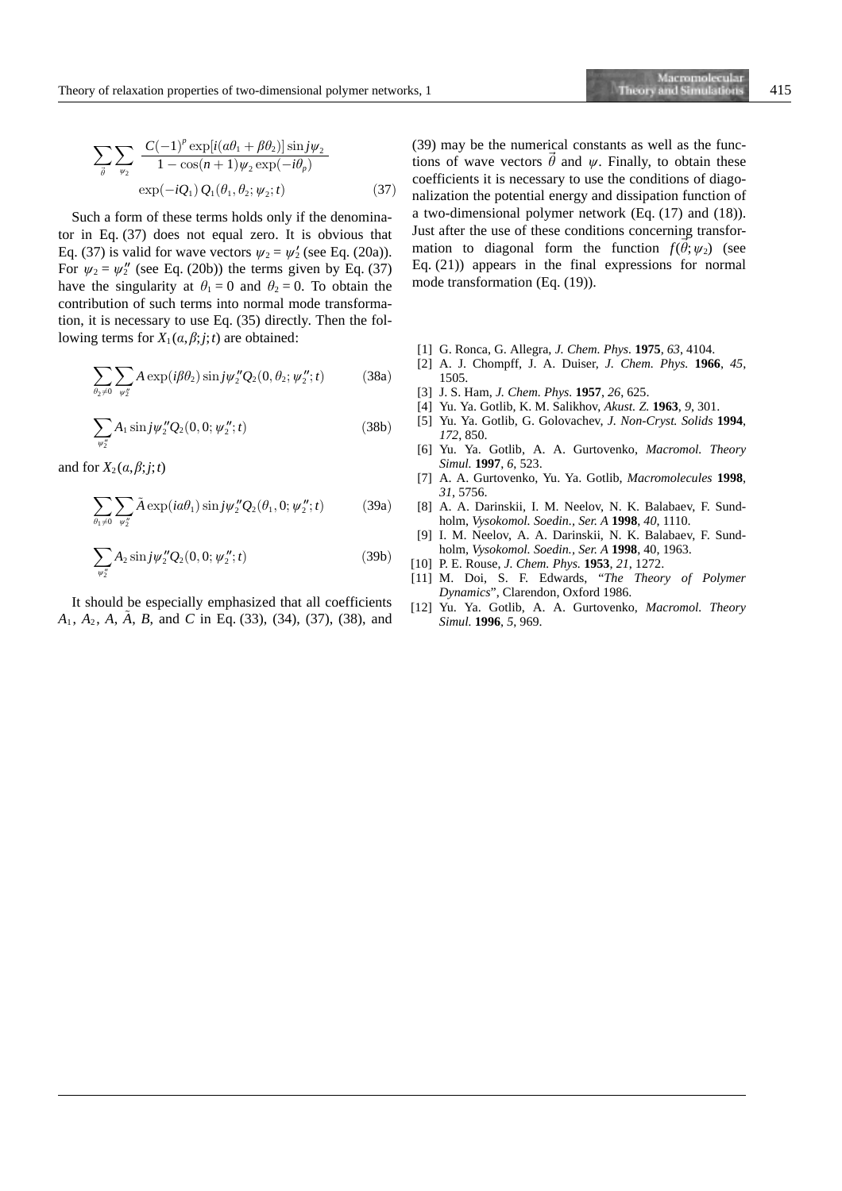$$\sum_{\vec{\theta}}\sum_{\psi_2} \frac{C(-1)^p \exp[i(a\theta_1 + \beta\theta_2)] \sin j\psi_2}{1 - \cos(n+1)\psi_2 \exp(-i\theta_p)} \exp(-iQ_1)\, Q_1(\theta_1, \theta_2; \psi_2; t) \tag{37}$$

Such a form of these terms holds only if the denominator in Eq. (37) does not equal zero. It is obvious that Eq. (37) is valid for wave vectors $\psi_2 = \psi_2'$ (see Eq. (20a)). For $\psi_2 = \psi_2''$ (see Eq. (20b)) the terms given by Eq. (37) have the singularity at $\theta_1 = 0$ and $\theta_2 = 0$. To obtain the contribution of such terms into normal mode transformation, it is necessary to use Eq. (35) directly. Then the following terms for $X_1(a, \beta; j; t)$ are obtained:

$$\sum_{\theta_2 \neq 0}\sum_{\psi_2''} A \exp(i\beta\theta_2) \sin j\psi_2'' Q_2(0, \theta_2; \psi_2''; t) \tag{38a}$$

$$\sum_{\psi_2''} A_1 \sin j\psi_2'' Q_2(0, 0; \psi_2''; t) \tag{38b}$$

and for $X_2(a, \beta; j; t)$

$$\sum_{\theta_1 \neq 0}\sum_{\psi_2''} \tilde{A} \exp(ia\theta_1) \sin j\psi_2'' Q_2(\theta_1, 0; \psi_2''; t) \tag{39a}$$

$$\sum_{\psi_2''} A_2 \sin j\psi_2'' Q_2(0, 0; \psi_2''; t) \tag{39b}$$

It should be especially emphasized that all coefficients $A_1$, $A_2$, $A$, $\tilde{A}$, $B$, and $C$ in Eq. (33), (34), (37), (38), and (39) may be the numerical constants as well as the functions of wave vectors $\vec{\theta}$ and $\psi$. Finally, to obtain these coefficients it is necessary to use the conditions of diagonalization the potential energy and dissipation function of a two-dimensional polymer network (Eq. (17) and (18)). Just after the use of these conditions concerning transformation to diagonal form the function $f(\vec{\theta}; \psi_2)$ (see Eq. (21)) appears in the final expressions for normal mode transformation (Eq. (19)).

[1] G. Ronca, G. Allegra, *J. Chem. Phys.* **1975**, *63*, 4104.
[2] A. J. Chompff, J. A. Duiser, *J. Chem. Phys.* **1966**, *45*, 1505.
[3] J. S. Ham, *J. Chem. Phys.* **1957**, *26*, 625.
[4] Yu. Ya. Gotlib, K. M. Salikhov, *Akust. Z.* **1963**, *9*, 301.
[5] Yu. Ya. Gotlib, G. Golovachev, *J. Non-Cryst. Solids* **1994**, *172*, 850.
[6] Yu. Ya. Gotlib, A. A. Gurtovenko, *Macromol. Theory Simul.* **1997**, *6*, 523.
[7] A. A. Gurtovenko, Yu. Ya. Gotlib, *Macromolecules* **1998**, *31*, 5756.
[8] A. A. Darinskii, I. M. Neelov, N. K. Balabaev, F. Sundholm, *Vysokomol. Soedin., Ser. A* **1998**, *40*, 1110.
[9] I. M. Neelov, A. A. Darinskii, N. K. Balabaev, F. Sundholm, *Vysokomol. Soedin., Ser. A* **1998**, 40, 1963.
[10] P. E. Rouse, *J. Chem. Phys.* **1953**, *21*, 1272.
[11] M. Doi, S. F. Edwards, "*The Theory of Polymer Dynamics*", Clarendon, Oxford 1986.
[12] Yu. Ya. Gotlib, A. A. Gurtovenko, *Macromol. Theory Simul.* **1996**, *5*, 969.